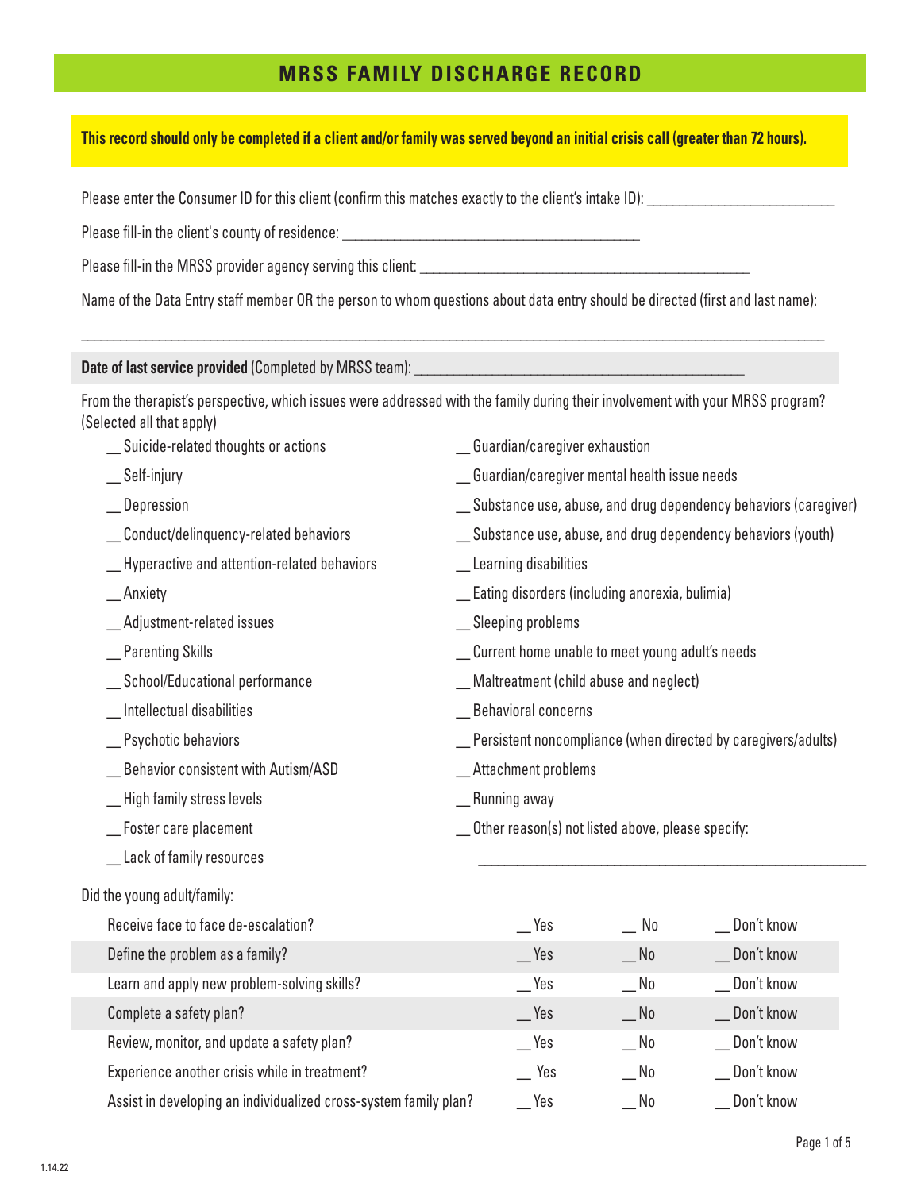# MRSS FAMILY DISCHARGE RECORD

**This record should only be completed if a client and/or family was served beyond an initial crisis call (greater than 72 hours).**

Please enter the Consumer ID for this client (confirm this matches exactly to the client's intake ID): _________________________

Please fill-in the client's county of residence: __________________________________________

Please fill-in the MRSS provider agency serving this client: _______________________________________________

Name of the Data Entry staff member OR the person to whom questions about data entry should be directed (first and last name):

_____________________________________________________________________________________________

**Date of last service provided** (Completed by MRSS team): _______________________________________________

From the therapist's perspective, which issues were addressed with the family during their involvement with your MRSS program? (Selected all that apply)

- __ Suicide-related thoughts or actions
- __ Self-injury
- __ Depression
- __ Conduct/delinquency-related behaviors
- __ Hyperactive and attention-related behaviors
- __ Anxiety
- __ Adjustment-related issues
- __ Parenting Skills
- __ School/Educational performance
- __ Intellectual disabilities
- __ Psychotic behaviors
- __ Behavior consistent with Autism/ASD
- __ High family stress levels
- __ Foster care placement
- __ Lack of family resources
- __ Guardian/caregiver exhaustion
- __ Guardian/caregiver mental health issue needs
- __ Substance use, abuse, and drug dependency behaviors (caregiver)
- __ Substance use, abuse, and drug dependency behaviors (youth)
- __ Learning disabilities
- __ Eating disorders (including anorexia, bulimia)
- __ Sleeping problems
- __ Current home unable to meet young adult's needs
- __ Maltreatment (child abuse and neglect)
- __ Behavioral concerns
- __ Persistent noncompliance (when directed by caregivers/adults)
- __ Attachment problems
- __ Running away
- __ Other reason(s) not listed above, please specify: _______________________________________________

Did the young adult/family:

| | | | |
|---|---|---|---|
| Receive face to face de-escalation? | __ Yes | __ No | __ Don't know |
| Define the problem as a family? | __ Yes | __ No | __ Don't know |
| Learn and apply new problem-solving skills? | __ Yes | __ No | __ Don't know |
| Complete a safety plan? | __ Yes | __ No | __ Don't know |
| Review, monitor, and update a safety plan? | __ Yes | __ No | __ Don't know |
| Experience another crisis while in treatment? | __ Yes | __ No | __ Don't know |
| Assist in developing an individualized cross-system family plan? | __ Yes | __ No | __ Don't know |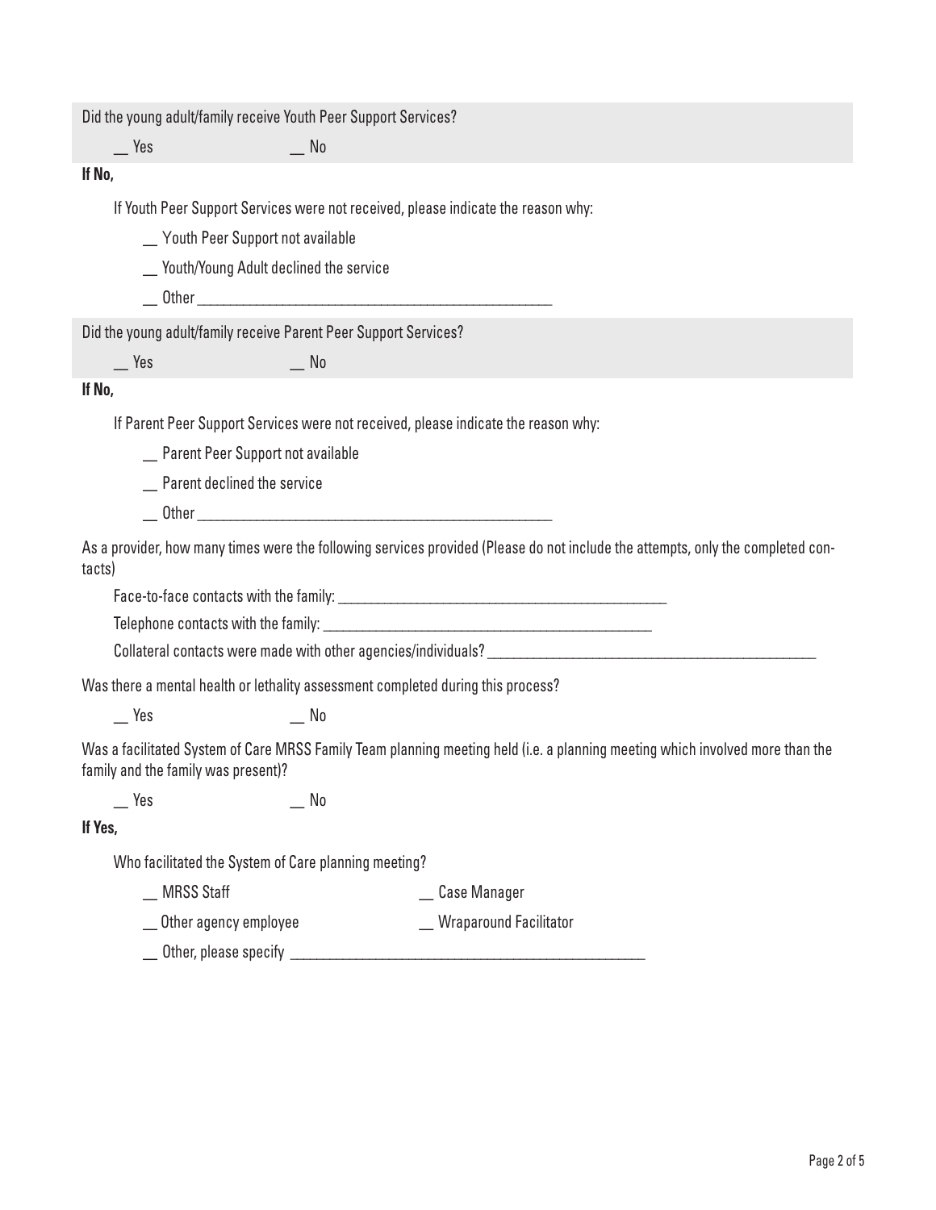Did the young adult/family receive Youth Peer Support Services?

__ Yes __ No

**If No,**

If Youth Peer Support Services were not received, please indicate the reason why:

- __ Youth Peer Support not available
- __ Youth/Young Adult declined the service
- __ Other ____________________________________________

Did the young adult/family receive Parent Peer Support Services?

__ Yes __ No

**If No,**

If Parent Peer Support Services were not received, please indicate the reason why:

- __ Parent Peer Support not available
- __ Parent declined the service
- __ Other ____________________________________________

As a provider, how many times were the following services provided (Please do not include the attempts, only the completed contacts)

Face-to-face contacts with the family: ____________________________________________

Telephone contacts with the family: ____________________________________________

Collateral contacts were made with other agencies/individuals? ____________________________________________

Was there a mental health or lethality assessment completed during this process?

__ Yes __ No

Was a facilitated System of Care MRSS Family Team planning meeting held (i.e. a planning meeting which involved more than the family and the family was present)?

__ Yes __ No

**If Yes,**

Who facilitated the System of Care planning meeting?

- __ MRSS Staff
- __ Case Manager
- __ Other agency employee
- __ Wraparound Facilitator
- __ Other, please specify ____________________________________________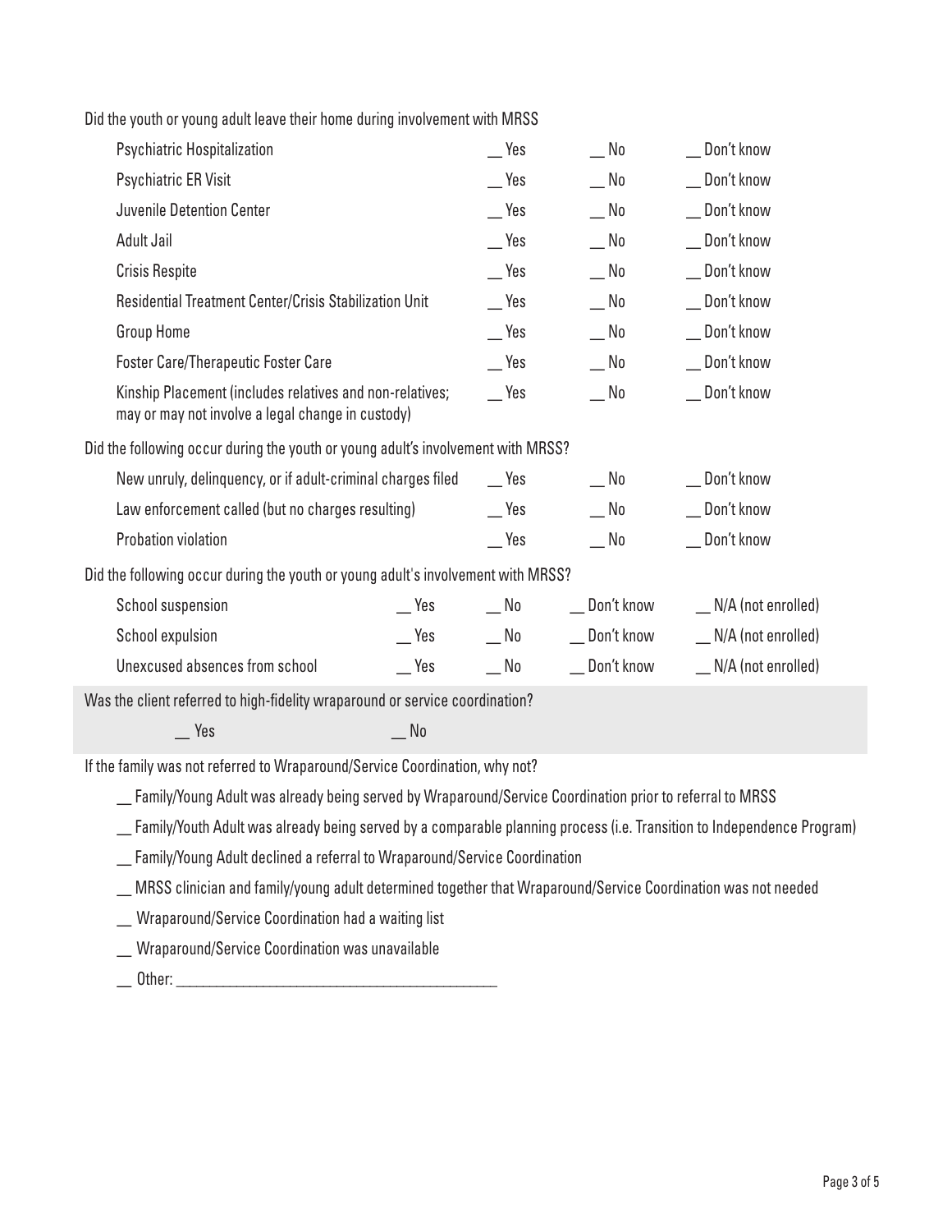Did the youth or young adult leave their home during involvement with MRSS

| | | | |
|---|---|---|---|
| Psychiatric Hospitalization | __ Yes | __ No | __ Don't know |
| Psychiatric ER Visit | __ Yes | __ No | __ Don't know |
| Juvenile Detention Center | __ Yes | __ No | __ Don't know |
| Adult Jail | __ Yes | __ No | __ Don't know |
| Crisis Respite | __ Yes | __ No | __ Don't know |
| Residential Treatment Center/Crisis Stabilization Unit | __ Yes | __ No | __ Don't know |
| Group Home | __ Yes | __ No | __ Don't know |
| Foster Care/Therapeutic Foster Care | __ Yes | __ No | __ Don't know |
| Kinship Placement (includes relatives and non-relatives; may or may not involve a legal change in custody) | __ Yes | __ No | __ Don't know |

Did the following occur during the youth or young adult's involvement with MRSS?

| | | | |
|---|---|---|---|
| New unruly, delinquency, or if adult-criminal charges filed | __ Yes | __ No | __ Don't know |
| Law enforcement called (but no charges resulting) | __ Yes | __ No | __ Don't know |
| Probation violation | __ Yes | __ No | __ Don't know |

Did the following occur during the youth or young adult's involvement with MRSS?

| | | | | |
|---|---|---|---|---|
| School suspension | __ Yes | __ No | __ Don't know | __ N/A (not enrolled) |
| School expulsion | __ Yes | __ No | __ Don't know | __ N/A (not enrolled) |
| Unexcused absences from school | __ Yes | __ No | __ Don't know | __ N/A (not enrolled) |

Was the client referred to high-fidelity wraparound or service coordination?

__ Yes __ No

If the family was not referred to Wraparound/Service Coordination, why not?

__ Family/Young Adult was already being served by Wraparound/Service Coordination prior to referral to MRSS

__ Family/Youth Adult was already being served by a comparable planning process (i.e. Transition to Independence Program)

__ Family/Young Adult declined a referral to Wraparound/Service Coordination

__ MRSS clinician and family/young adult determined together that Wraparound/Service Coordination was not needed

__ Wraparound/Service Coordination had a waiting list

__ Wraparound/Service Coordination was unavailable

__ Other: ________________________________________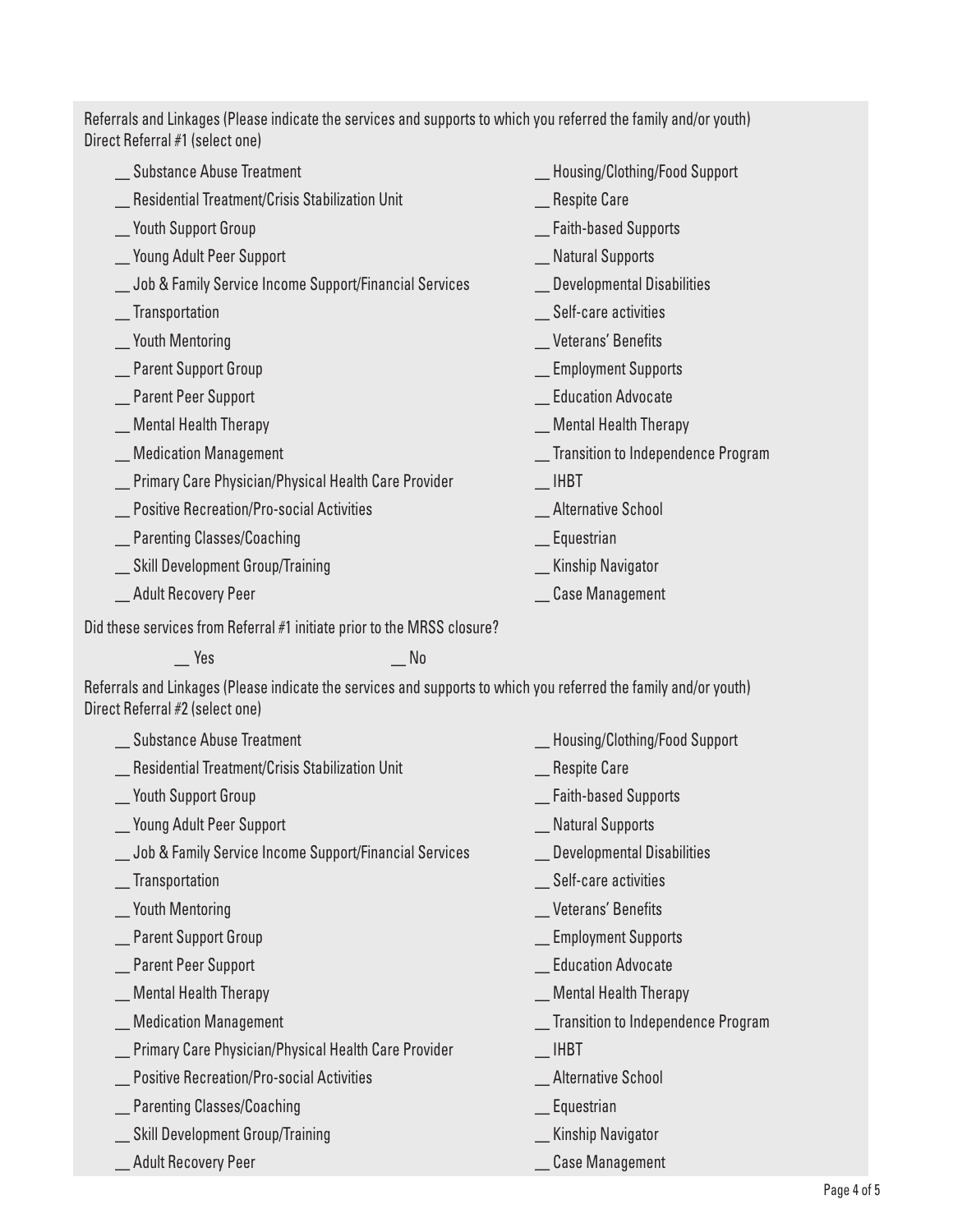Referrals and Linkages (Please indicate the services and supports to which you referred the family and/or youth)
Direct Referral #1 (select one)

__ Substance Abuse Treatment
__ Residential Treatment/Crisis Stabilization Unit
__ Youth Support Group
__ Young Adult Peer Support
__ Job & Family Service Income Support/Financial Services
__ Transportation
__ Youth Mentoring
__ Parent Support Group
__ Parent Peer Support
__ Mental Health Therapy
__ Medication Management
__ Primary Care Physician/Physical Health Care Provider
__ Positive Recreation/Pro-social Activities
__ Parenting Classes/Coaching
__ Skill Development Group/Training
__ Adult Recovery Peer
__ Housing/Clothing/Food Support
__ Respite Care
__ Faith-based Supports
__ Natural Supports
__ Developmental Disabilities
__ Self-care activities
__ Veterans' Benefits
__ Employment Supports
__ Education Advocate
__ Mental Health Therapy
__ Transition to Independence Program
__ IHBT
__ Alternative School
__ Equestrian
__ Kinship Navigator
__ Case Management

Did these services from Referral #1 initiate prior to the MRSS closure?

__ Yes __ No

Referrals and Linkages (Please indicate the services and supports to which you referred the family and/or youth)
Direct Referral #2 (select one)

__ Substance Abuse Treatment
__ Residential Treatment/Crisis Stabilization Unit
__ Youth Support Group
__ Young Adult Peer Support
__ Job & Family Service Income Support/Financial Services
__ Transportation
__ Youth Mentoring
__ Parent Support Group
__ Parent Peer Support
__ Mental Health Therapy
__ Medication Management
__ Primary Care Physician/Physical Health Care Provider
__ Positive Recreation/Pro-social Activities
__ Parenting Classes/Coaching
__ Skill Development Group/Training
__ Adult Recovery Peer
__ Housing/Clothing/Food Support
__ Respite Care
__ Faith-based Supports
__ Natural Supports
__ Developmental Disabilities
__ Self-care activities
__ Veterans' Benefits
__ Employment Supports
__ Education Advocate
__ Mental Health Therapy
__ Transition to Independence Program
__ IHBT
__ Alternative School
__ Equestrian
__ Kinship Navigator
__ Case Management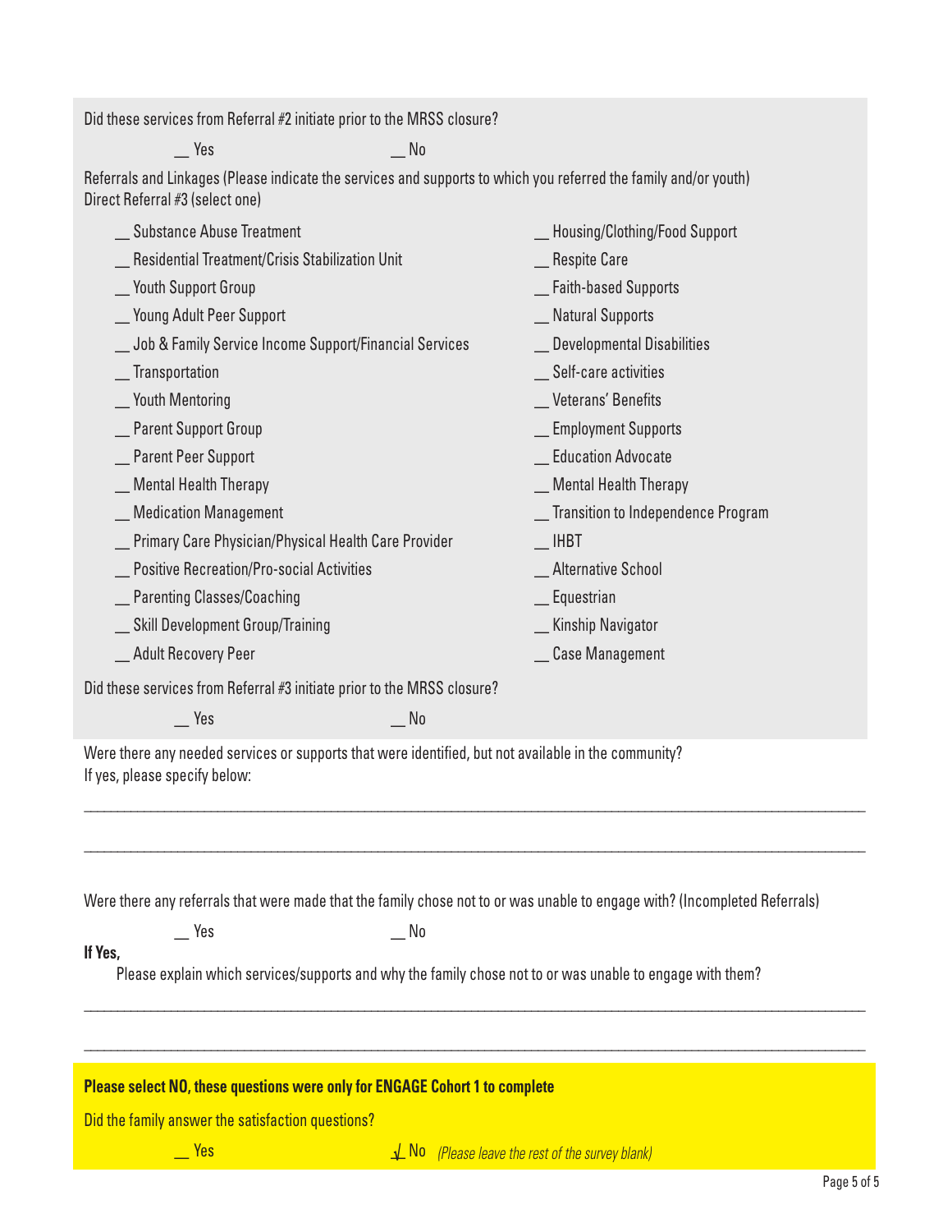Did these services from Referral #2 initiate prior to the MRSS closure?

__ Yes __ No

Referrals and Linkages (Please indicate the services and supports to which you referred the family and/or youth)
Direct Referral #3 (select one)

__ Substance Abuse Treatment
__ Residential Treatment/Crisis Stabilization Unit
__ Youth Support Group
__ Young Adult Peer Support
__ Job & Family Service Income Support/Financial Services
__ Transportation
__ Youth Mentoring
__ Parent Support Group
__ Parent Peer Support
__ Mental Health Therapy
__ Medication Management
__ Primary Care Physician/Physical Health Care Provider
__ Positive Recreation/Pro-social Activities
__ Parenting Classes/Coaching
__ Skill Development Group/Training
__ Adult Recovery Peer
__ Housing/Clothing/Food Support
__ Respite Care
__ Faith-based Supports
__ Natural Supports
__ Developmental Disabilities
__ Self-care activities
__ Veterans' Benefits
__ Employment Supports
__ Education Advocate
__ Mental Health Therapy
__ Transition to Independence Program
__ IHBT
__ Alternative School
__ Equestrian
__ Kinship Navigator
__ Case Management

Did these services from Referral #3 initiate prior to the MRSS closure?

__ Yes __ No

Were there any needed services or supports that were identified, but not available in the community?
If yes, please specify below:

______________________________________________________________________________

______________________________________________________________________________

Were there any referrals that were made that the family chose not to or was unable to engage with? (Incompleted Referrals)

__ Yes __ No

**If Yes,**

Please explain which services/supports and why the family chose not to or was unable to engage with them?

______________________________________________________________________________

______________________________________________________________________________

**Please select NO, these questions were only for ENGAGE Cohort 1 to complete**

Did the family answer the satisfaction questions?

__ Yes ✓ No *(Please leave the rest of the survey blank)*